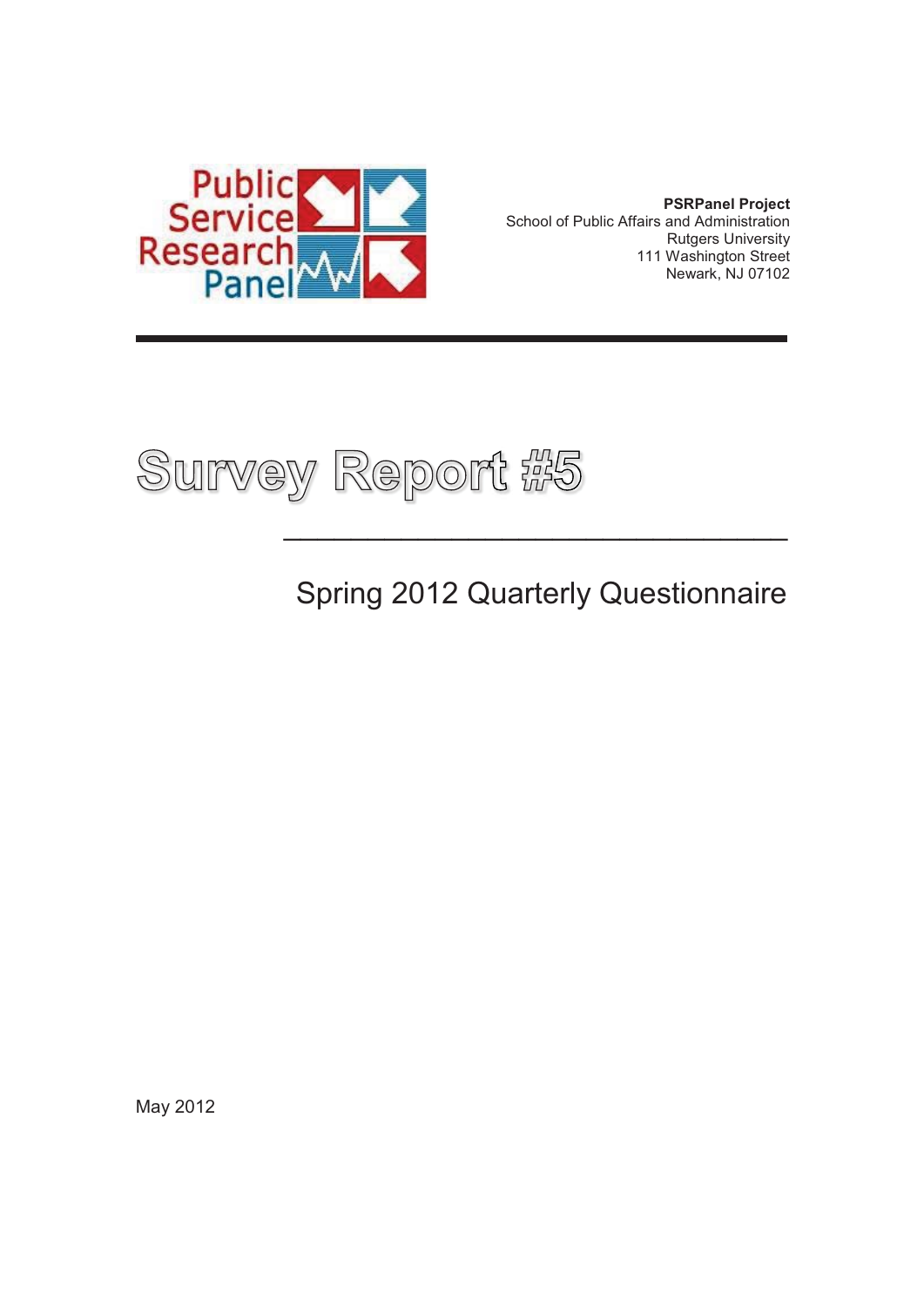Public Service Research Panel

**PSRPanel Project**
School of Public Affairs and Administration
Rutgers University
111 Washington Street
Newark, NJ 07102

# Survey Report #5

## Spring 2012 Quarterly Questionnaire

May 2012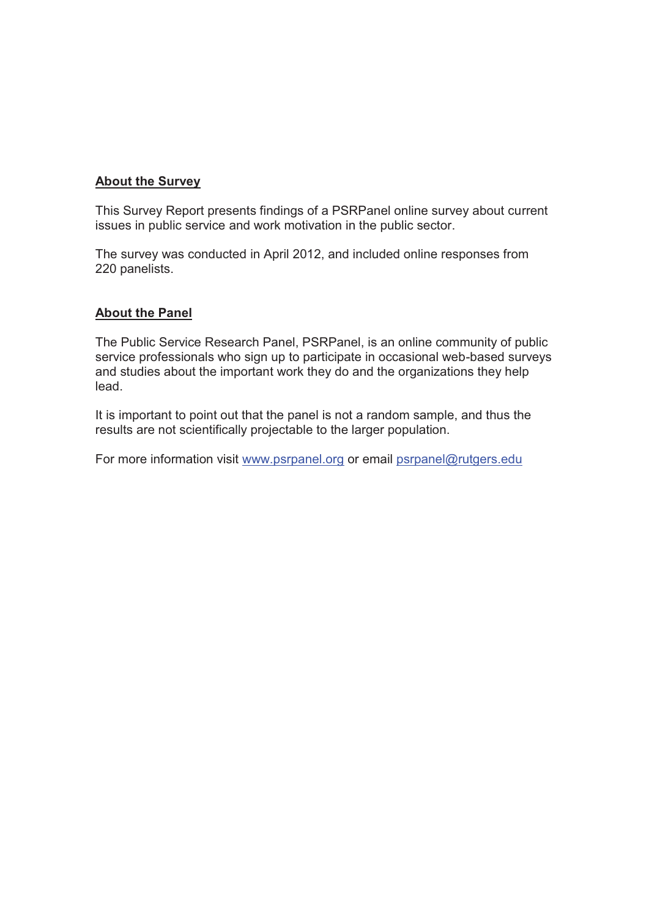## About the Survey

This Survey Report presents findings of a PSRPanel online survey about current issues in public service and work motivation in the public sector.

The survey was conducted in April 2012, and included online responses from 220 panelists.

## About the Panel

The Public Service Research Panel, PSRPanel, is an online community of public service professionals who sign up to participate in occasional web-based surveys and studies about the important work they do and the organizations they help lead.

It is important to point out that the panel is not a random sample, and thus the results are not scientifically projectable to the larger population.

For more information visit [www.psrpanel.org](http://www.psrpanel.org) or email [psrpanel@rutgers.edu](mailto:psrpanel@rutgers.edu)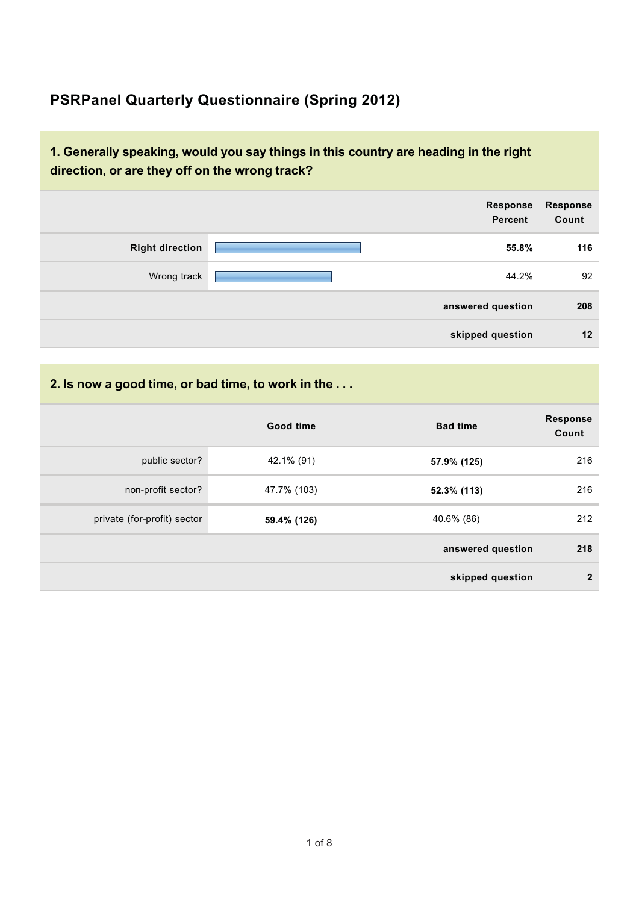## PSRPanel Quarterly Questionnaire (Spring 2012)

### 1. Generally speaking, would you say things in this country are heading in the right direction, or are they off on the wrong track?

| | Response Percent | Response Count |
|---|---|---|
| **Right direction** | **55.8%** | **116** |
| Wrong track | 44.2% | 92 |
| | **answered question** | **208** |
| | **skipped question** | **12** |

### 2. Is now a good time, or bad time, to work in the . . .

| | Good time | Bad time | Response Count |
|---|---|---|---|
| public sector? | 42.1% (91) | **57.9% (125)** | 216 |
| non-profit sector? | 47.7% (103) | **52.3% (113)** | 216 |
| private (for-profit) sector | **59.4% (126)** | 40.6% (86) | 212 |
| | | **answered question** | **218** |
| | | **skipped question** | **2** |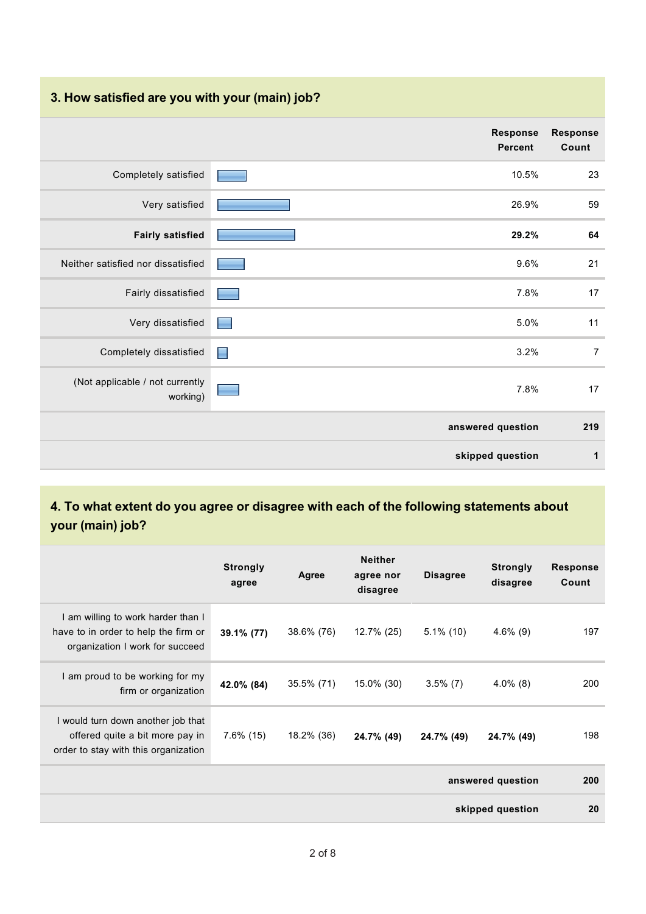## 3. How satisfied are you with your (main) job?

| | Response Percent | Response Count |
|---|---|---|
| Completely satisfied | 10.5% | 23 |
| Very satisfied | 26.9% | 59 |
| **Fairly satisfied** | **29.2%** | **64** |
| Neither satisfied nor dissatisfied | 9.6% | 21 |
| Fairly dissatisfied | 7.8% | 17 |
| Very dissatisfied | 5.0% | 11 |
| Completely dissatisfied | 3.2% | 7 |
| (Not applicable / not currently working) | 7.8% | 17 |
| | **answered question** | **219** |
| | **skipped question** | **1** |

## 4. To what extent do you agree or disagree with each of the following statements about your (main) job?

| | Strongly agree | Agree | Neither agree nor disagree | Disagree | Strongly disagree | Response Count |
|---|---|---|---|---|---|---|
| I am willing to work harder than I have to in order to help the firm or organization I work for succeed | **39.1% (77)** | 38.6% (76) | 12.7% (25) | 5.1% (10) | 4.6% (9) | 197 |
| I am proud to be working for my firm or organization | **42.0% (84)** | 35.5% (71) | 15.0% (30) | 3.5% (7) | 4.0% (8) | 200 |
| I would turn down another job that offered quite a bit more pay in order to stay with this organization | 7.6% (15) | 18.2% (36) | **24.7% (49)** | **24.7% (49)** | **24.7% (49)** | 198 |
| | | | | | **answered question** | **200** |
| | | | | | **skipped question** | **20** |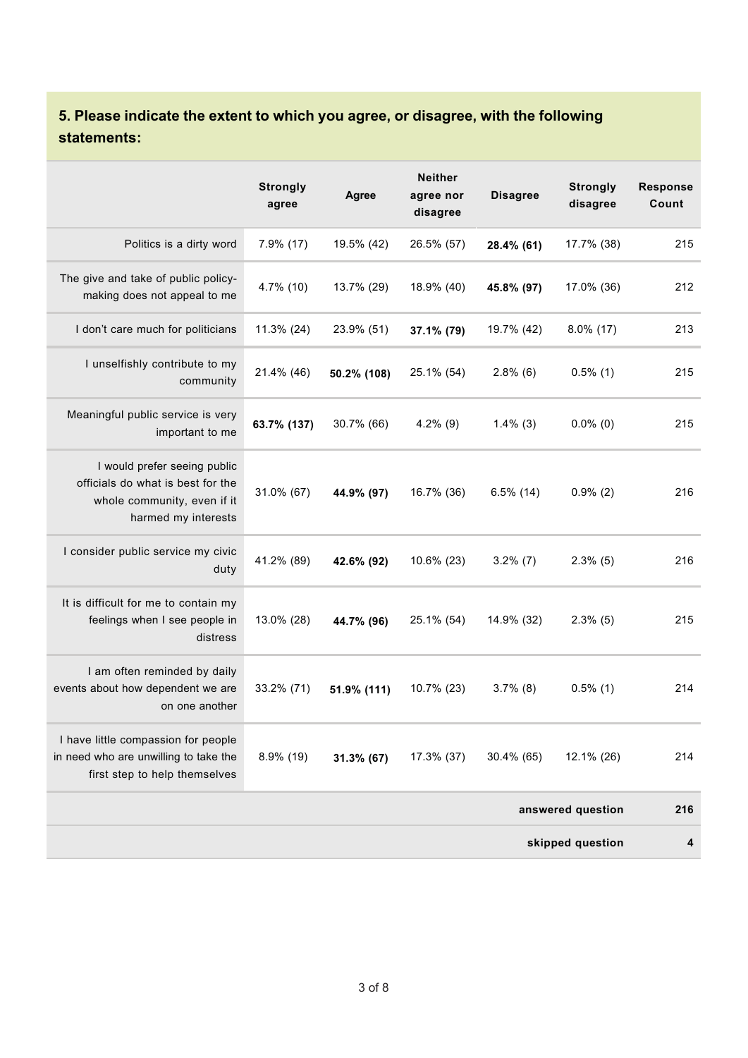## 5. Please indicate the extent to which you agree, or disagree, with the following statements:

| | Strongly agree | Agree | Neither agree nor disagree | Disagree | Strongly disagree | Response Count |
|---|---|---|---|---|---|---|
| Politics is a dirty word | 7.9% (17) | 19.5% (42) | 26.5% (57) | **28.4% (61)** | 17.7% (38) | 215 |
| The give and take of public policy-making does not appeal to me | 4.7% (10) | 13.7% (29) | 18.9% (40) | **45.8% (97)** | 17.0% (36) | 212 |
| I don't care much for politicians | 11.3% (24) | 23.9% (51) | **37.1% (79)** | 19.7% (42) | 8.0% (17) | 213 |
| I unselfishly contribute to my community | 21.4% (46) | **50.2% (108)** | 25.1% (54) | 2.8% (6) | 0.5% (1) | 215 |
| Meaningful public service is very important to me | **63.7% (137)** | 30.7% (66) | 4.2% (9) | 1.4% (3) | 0.0% (0) | 215 |
| I would prefer seeing public officials do what is best for the whole community, even if it harmed my interests | 31.0% (67) | **44.9% (97)** | 16.7% (36) | 6.5% (14) | 0.9% (2) | 216 |
| I consider public service my civic duty | 41.2% (89) | **42.6% (92)** | 10.6% (23) | 3.2% (7) | 2.3% (5) | 216 |
| It is difficult for me to contain my feelings when I see people in distress | 13.0% (28) | **44.7% (96)** | 25.1% (54) | 14.9% (32) | 2.3% (5) | 215 |
| I am often reminded by daily events about how dependent we are on one another | 33.2% (71) | **51.9% (111)** | 10.7% (23) | 3.7% (8) | 0.5% (1) | 214 |
| I have little compassion for people in need who are unwilling to take the first step to help themselves | 8.9% (19) | **31.3% (67)** | 17.3% (37) | 30.4% (65) | 12.1% (26) | 214 |
| | | | | | **answered question** | **216** |
| | | | | | **skipped question** | **4** |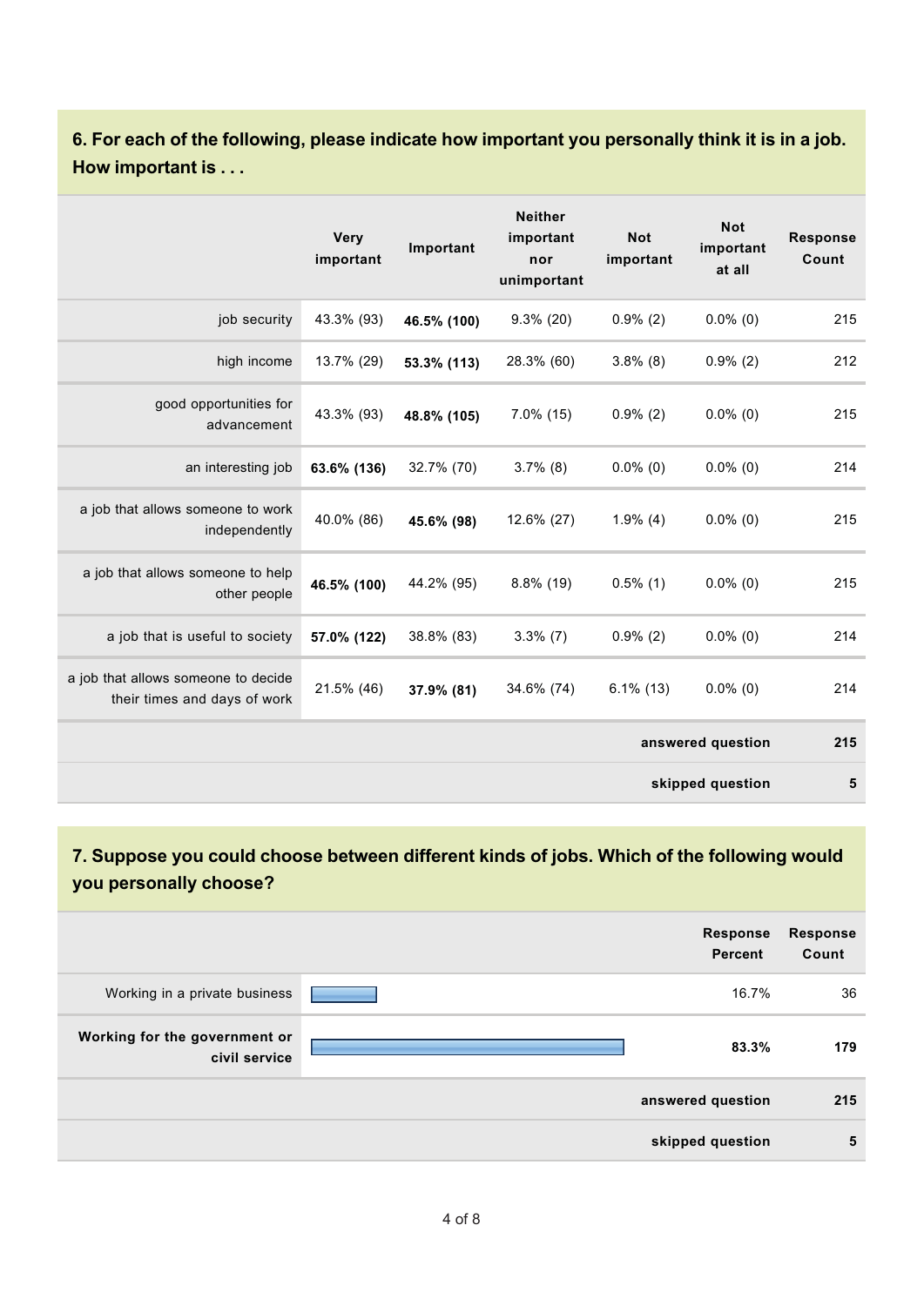## 6. For each of the following, please indicate how important you personally think it is in a job. How important is . . .

| | Very important | Important | Neither important nor unimportant | Not important | Not important at all | Response Count |
|---|---|---|---|---|---|---|
| job security | 43.3% (93) | **46.5% (100)** | 9.3% (20) | 0.9% (2) | 0.0% (0) | 215 |
| high income | 13.7% (29) | **53.3% (113)** | 28.3% (60) | 3.8% (8) | 0.9% (2) | 212 |
| good opportunities for advancement | 43.3% (93) | **48.8% (105)** | 7.0% (15) | 0.9% (2) | 0.0% (0) | 215 |
| an interesting job | **63.6% (136)** | 32.7% (70) | 3.7% (8) | 0.0% (0) | 0.0% (0) | 214 |
| a job that allows someone to work independently | 40.0% (86) | **45.6% (98)** | 12.6% (27) | 1.9% (4) | 0.0% (0) | 215 |
| a job that allows someone to help other people | **46.5% (100)** | 44.2% (95) | 8.8% (19) | 0.5% (1) | 0.0% (0) | 215 |
| a job that is useful to society | **57.0% (122)** | 38.8% (83) | 3.3% (7) | 0.9% (2) | 0.0% (0) | 214 |
| a job that allows someone to decide their times and days of work | 21.5% (46) | **37.9% (81)** | 34.6% (74) | 6.1% (13) | 0.0% (0) | 214 |
| | | | | | **answered question** | **215** |
| | | | | | **skipped question** | **5** |

## 7. Suppose you could choose between different kinds of jobs. Which of the following would you personally choose?

| | Response Percent | Response Count |
|---|---|---|
| Working in a private business | 16.7% | 36 |
| **Working for the government or civil service** | **83.3%** | **179** |
| **answered question** | | **215** |
| **skipped question** | | **5** |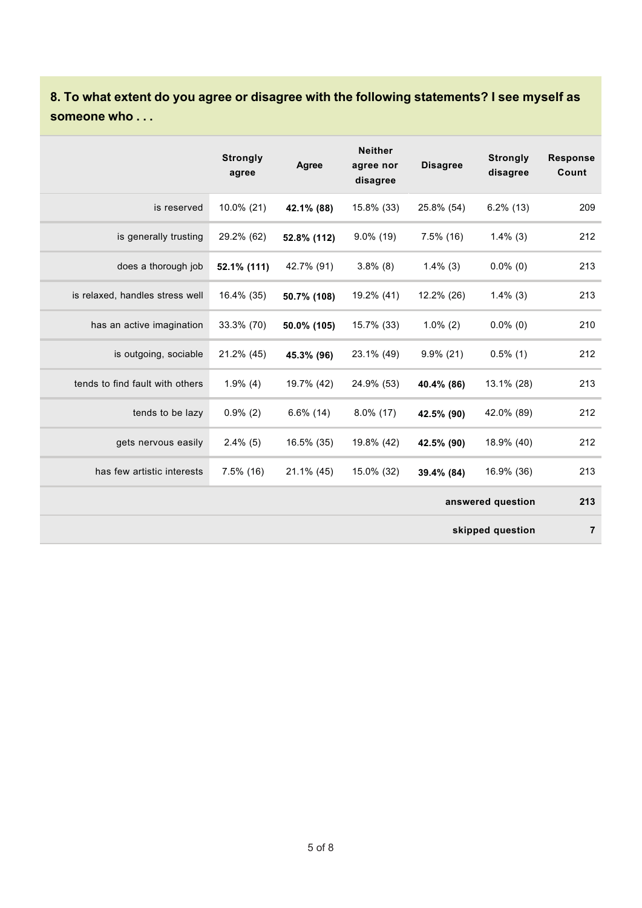## 8. To what extent do you agree or disagree with the following statements? I see myself as someone who . . .

| | Strongly agree | Agree | Neither agree nor disagree | Disagree | Strongly disagree | Response Count |
|---|---|---|---|---|---|---|
| is reserved | 10.0% (21) | **42.1% (88)** | 15.8% (33) | 25.8% (54) | 6.2% (13) | 209 |
| is generally trusting | 29.2% (62) | **52.8% (112)** | 9.0% (19) | 7.5% (16) | 1.4% (3) | 212 |
| does a thorough job | **52.1% (111)** | 42.7% (91) | 3.8% (8) | 1.4% (3) | 0.0% (0) | 213 |
| is relaxed, handles stress well | 16.4% (35) | **50.7% (108)** | 19.2% (41) | 12.2% (26) | 1.4% (3) | 213 |
| has an active imagination | 33.3% (70) | **50.0% (105)** | 15.7% (33) | 1.0% (2) | 0.0% (0) | 210 |
| is outgoing, sociable | 21.2% (45) | **45.3% (96)** | 23.1% (49) | 9.9% (21) | 0.5% (1) | 212 |
| tends to find fault with others | 1.9% (4) | 19.7% (42) | 24.9% (53) | **40.4% (86)** | 13.1% (28) | 213 |
| tends to be lazy | 0.9% (2) | 6.6% (14) | 8.0% (17) | **42.5% (90)** | 42.0% (89) | 212 |
| gets nervous easily | 2.4% (5) | 16.5% (35) | 19.8% (42) | **42.5% (90)** | 18.9% (40) | 212 |
| has few artistic interests | 7.5% (16) | 21.1% (45) | 15.0% (32) | **39.4% (84)** | 16.9% (36) | 213 |
| | | | | | **answered question** | **213** |
| | | | | | **skipped question** | **7** |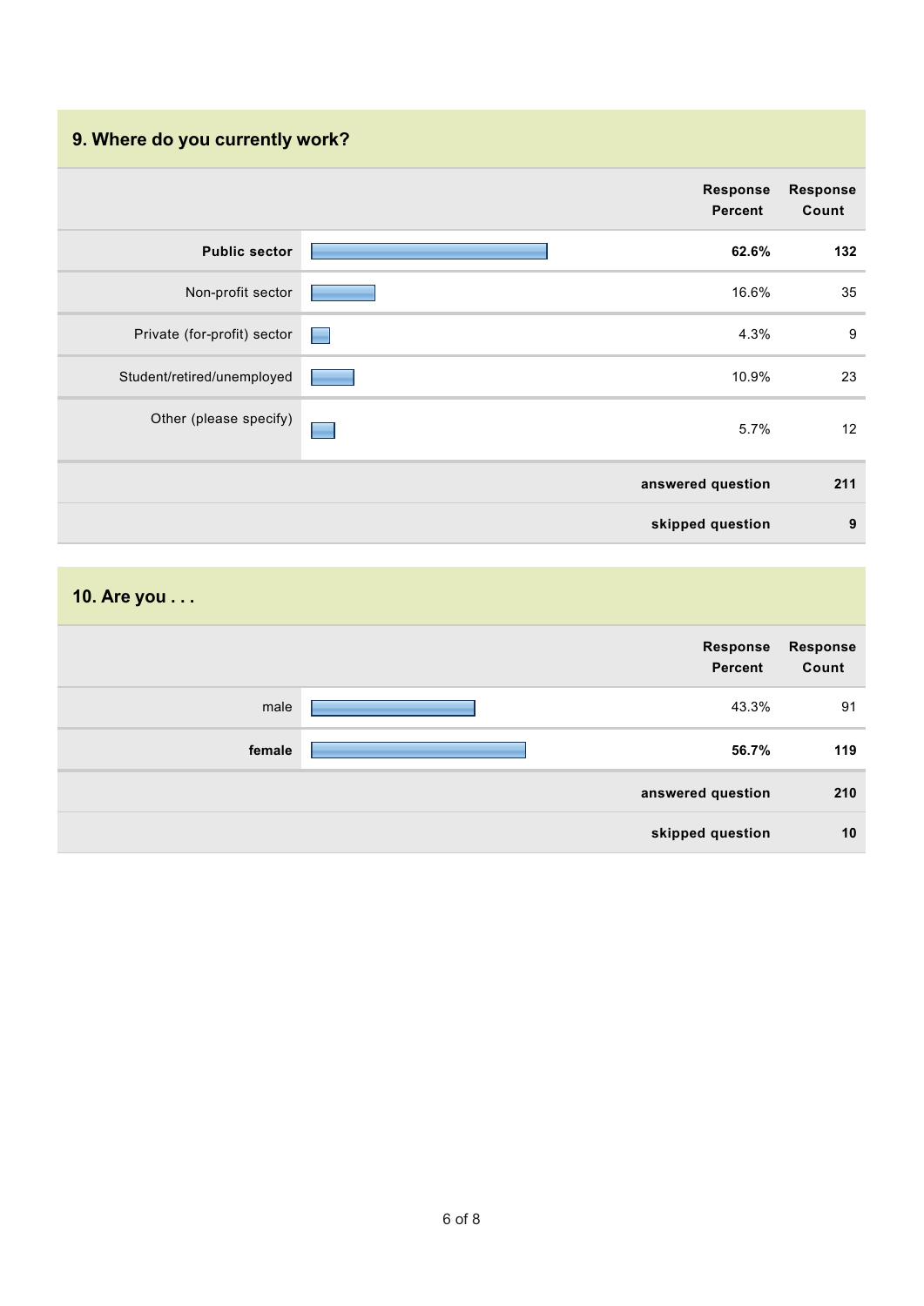## 9. Where do you currently work?

| | Response Percent | Response Count |
|---|---|---|
| **Public sector** | **62.6%** | **132** |
| Non-profit sector | 16.6% | 35 |
| Private (for-profit) sector | 4.3% | 9 |
| Student/retired/unemployed | 10.9% | 23 |
| Other (please specify) | 5.7% | 12 |
| | **answered question** | **211** |
| | **skipped question** | **9** |

## 10. Are you . . .

| | Response Percent | Response Count |
|---|---|---|
| male | 43.3% | 91 |
| **female** | **56.7%** | **119** |
| | **answered question** | **210** |
| | **skipped question** | **10** |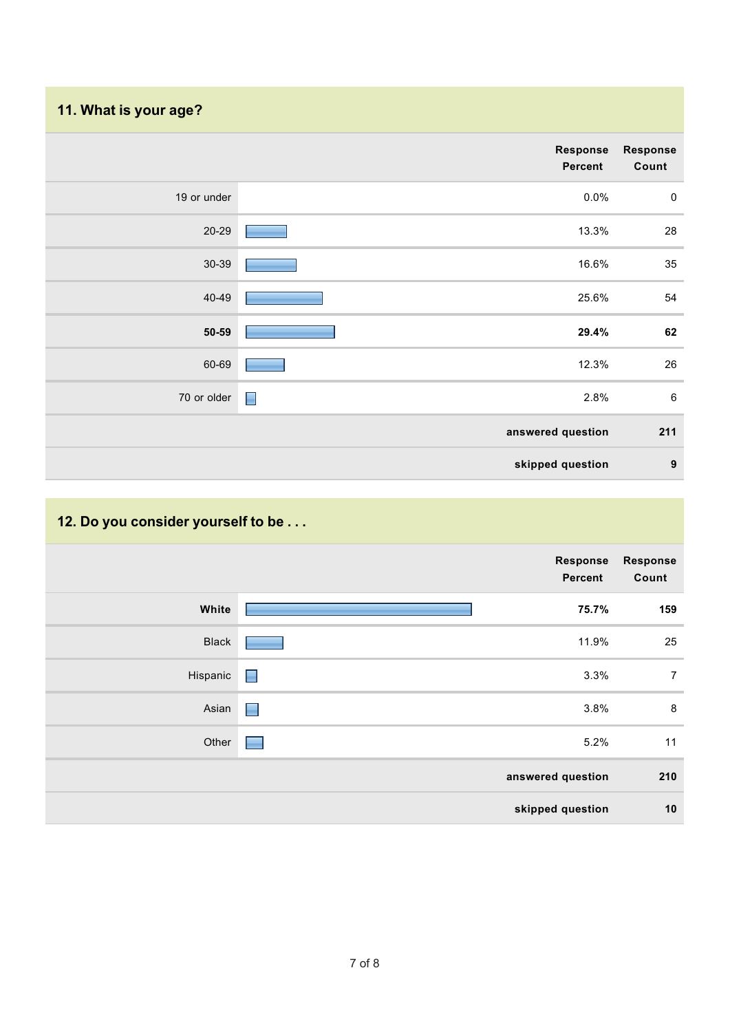## 11. What is your age?

| | Response Percent | Response Count |
|---|---|---|
| 19 or under | 0.0% | 0 |
| 20-29 | 13.3% | 28 |
| 30-39 | 16.6% | 35 |
| 40-49 | 25.6% | 54 |
| **50-59** | **29.4%** | **62** |
| 60-69 | 12.3% | 26 |
| 70 or older | 2.8% | 6 |
| | **answered question** | **211** |
| | **skipped question** | **9** |

## 12. Do you consider yourself to be . . .

| | Response Percent | Response Count |
|---|---|---|
| **White** | **75.7%** | **159** |
| Black | 11.9% | 25 |
| Hispanic | 3.3% | 7 |
| Asian | 3.8% | 8 |
| Other | 5.2% | 11 |
| | **answered question** | **210** |
| | **skipped question** | **10** |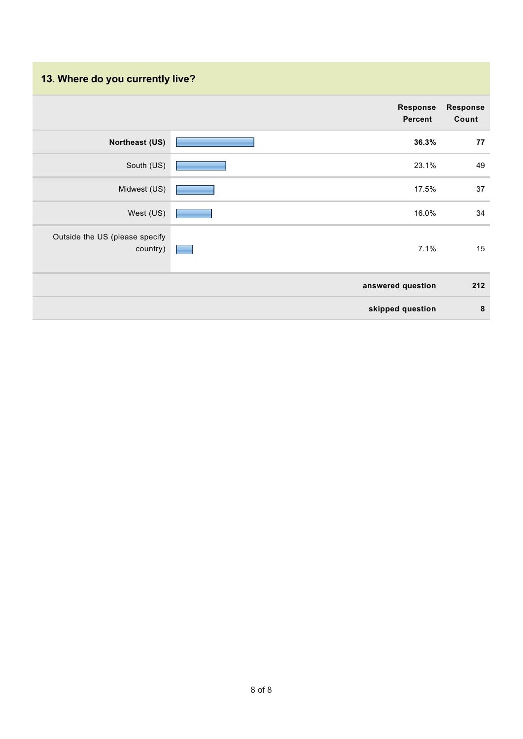## 13. Where do you currently live?

| | Response Percent | Response Count |
|---|---|---|
| **Northeast (US)** | **36.3%** | **77** |
| South (US) | 23.1% | 49 |
| Midwest (US) | 17.5% | 37 |
| West (US) | 16.0% | 34 |
| Outside the US (please specify country) | 7.1% | 15 |
| | **answered question** | **212** |
| | **skipped question** | **8** |